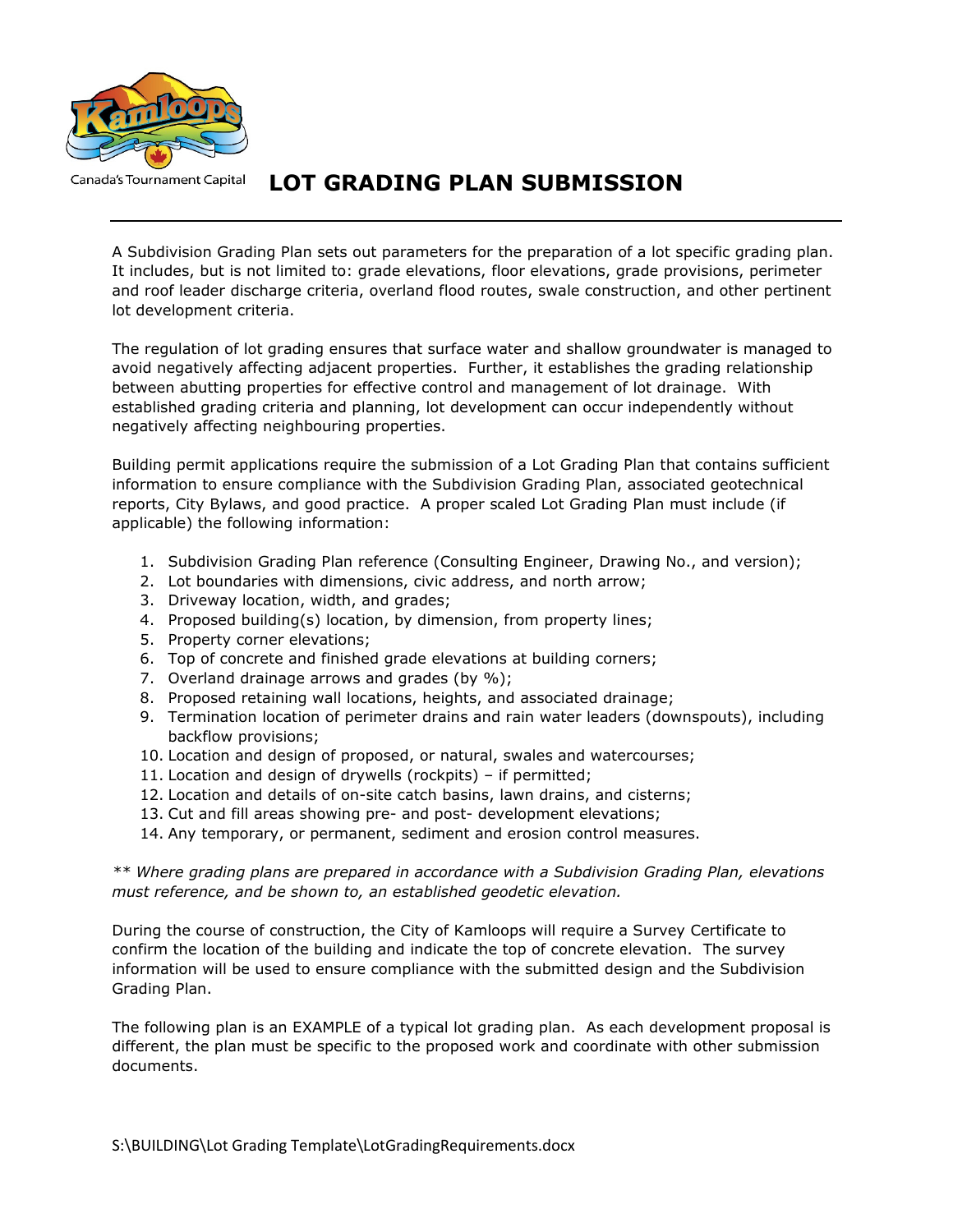Canada's Tournament Capital

# LOT GRADING PLAN SUBMISSION

A Subdivision Grading Plan sets out parameters for the preparation of a lot specific grading plan. It includes, but is not limited to: grade elevations, floor elevations, grade provisions, perimeter and roof leader discharge criteria, overland flood routes, swale construction, and other pertinent lot development criteria.

The regulation of lot grading ensures that surface water and shallow groundwater is managed to avoid negatively affecting adjacent properties. Further, it establishes the grading relationship between abutting properties for effective control and management of lot drainage. With established grading criteria and planning, lot development can occur independently without negatively affecting neighbouring properties.

Building permit applications require the submission of a Lot Grading Plan that contains sufficient information to ensure compliance with the Subdivision Grading Plan, associated geotechnical reports, City Bylaws, and good practice. A proper scaled Lot Grading Plan must include (if applicable) the following information:

1. Subdivision Grading Plan reference (Consulting Engineer, Drawing No., and version);
2. Lot boundaries with dimensions, civic address, and north arrow;
3. Driveway location, width, and grades;
4. Proposed building(s) location, by dimension, from property lines;
5. Property corner elevations;
6. Top of concrete and finished grade elevations at building corners;
7. Overland drainage arrows and grades (by %);
8. Proposed retaining wall locations, heights, and associated drainage;
9. Termination location of perimeter drains and rain water leaders (downspouts), including backflow provisions;
10. Location and design of proposed, or natural, swales and watercourses;
11. Location and design of drywells (rockpits) – if permitted;
12. Location and details of on-site catch basins, lawn drains, and cisterns;
13. Cut and fill areas showing pre- and post- development elevations;
14. Any temporary, or permanent, sediment and erosion control measures.

*** Where grading plans are prepared in accordance with a Subdivision Grading Plan, elevations must reference, and be shown to, an established geodetic elevation.*

During the course of construction, the City of Kamloops will require a Survey Certificate to confirm the location of the building and indicate the top of concrete elevation. The survey information will be used to ensure compliance with the submitted design and the Subdivision Grading Plan.

The following plan is an EXAMPLE of a typical lot grading plan. As each development proposal is different, the plan must be specific to the proposed work and coordinate with other submission documents.

S:\BUILDING\Lot Grading Template\LotGradingRequirements.docx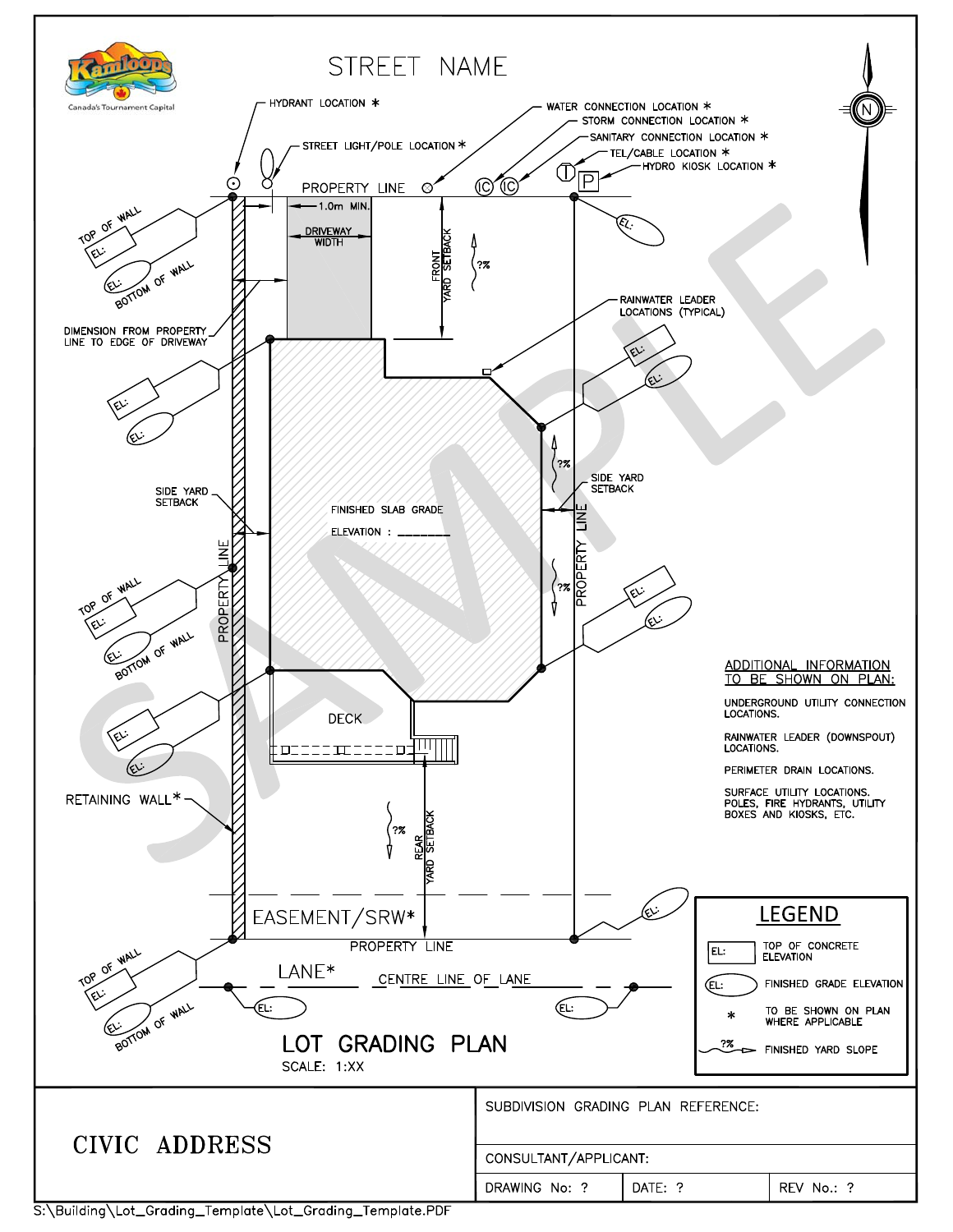STREET NAME

HYDRANT LOCATION *

STREET LIGHT/POLE LOCATION *

WATER CONNECTION LOCATION *

STORM CONNECTION LOCATION *

SANITARY CONNECTION LOCATION *

TEL/CABLE LOCATION *

HYDRO KIOSK LOCATION *

PROPERTY LINE

1.0m MIN.

DRIVEWAY WIDTH

FRONT YARD SETBACK

?%

TOP OF WALL

EL:

BOTTOM OF WALL

DIMENSION FROM PROPERTY LINE TO EDGE OF DRIVEWAY

RAINWATER LEADER LOCATIONS (TYPICAL)

SIDE YARD SETBACK

FINISHED SLAB GRADE

ELEVATION : _______

DECK

RETAINING WALL*

REAR YARD SETBACK

EASEMENT/SRW*

LANE*

CENTRE LINE OF LANE

ADDITIONAL INFORMATION TO BE SHOWN ON PLAN:

UNDERGROUND UTILITY CONNECTION LOCATIONS.

RAINWATER LEADER (DOWNSPOUT) LOCATIONS.

PERIMETER DRAIN LOCATIONS.

SURFACE UTILITY LOCATIONS. POLES, FIRE HYDRANTS, UTILITY BOXES AND KIOSKS, ETC.

## LEGEND

| | |
|---|---|
| EL: | TOP OF CONCRETE ELEVATION |
| EL: | FINISHED GRADE ELEVATION |
| * | TO BE SHOWN ON PLAN WHERE APPLICABLE |
| ?% | FINISHED YARD SLOPE |

# LOT GRADING PLAN

SCALE: 1:XX

| | | | |
|---|---|---|---|
| CIVIC ADDRESS | SUBDIVISION GRADING PLAN REFERENCE: | | |
| | CONSULTANT/APPLICANT: | | |
| | DRAWING No: ? | DATE: ? | REV No.: ? |

S:\Building\Lot_Grading_Template\Lot_Grading_Template.PDF